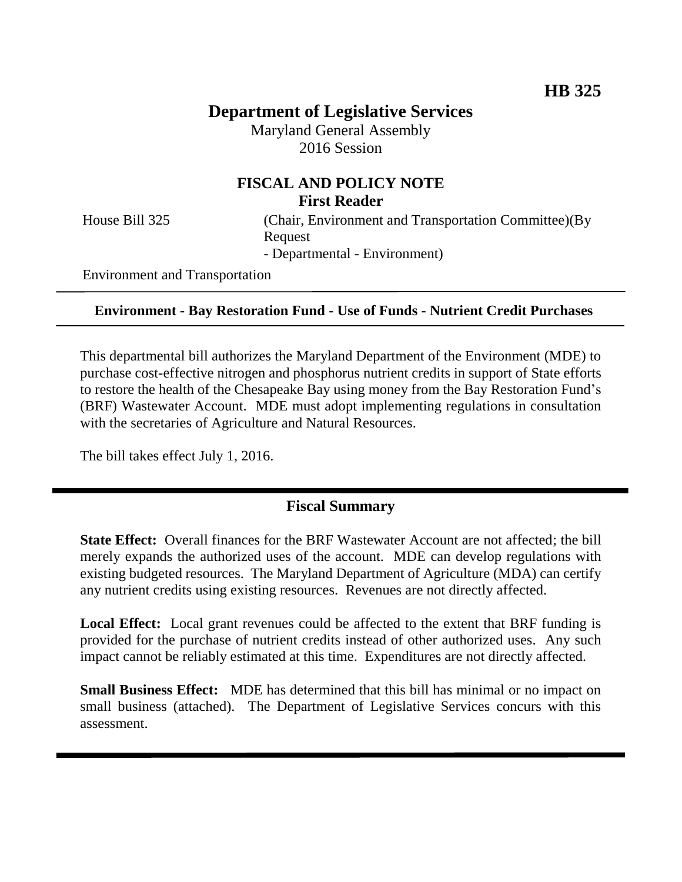**HB 325**

# Department of Legislative Services

Maryland General Assembly
2016 Session

## FISCAL AND POLICY NOTE
**First Reader**

House Bill 325 (Chair, Environment and Transportation Committee)(By Request - Departmental - Environment)

Environment and Transportation

---

**Environment - Bay Restoration Fund - Use of Funds - Nutrient Credit Purchases**

---

This departmental bill authorizes the Maryland Department of the Environment (MDE) to purchase cost-effective nitrogen and phosphorus nutrient credits in support of State efforts to restore the health of the Chesapeake Bay using money from the Bay Restoration Fund's (BRF) Wastewater Account. MDE must adopt implementing regulations in consultation with the secretaries of Agriculture and Natural Resources.

The bill takes effect July 1, 2016.

---

## Fiscal Summary

**State Effect:** Overall finances for the BRF Wastewater Account are not affected; the bill merely expands the authorized uses of the account. MDE can develop regulations with existing budgeted resources. The Maryland Department of Agriculture (MDA) can certify any nutrient credits using existing resources. Revenues are not directly affected.

**Local Effect:** Local grant revenues could be affected to the extent that BRF funding is provided for the purchase of nutrient credits instead of other authorized uses. Any such impact cannot be reliably estimated at this time. Expenditures are not directly affected.

**Small Business Effect:** MDE has determined that this bill has minimal or no impact on small business (attached). The Department of Legislative Services concurs with this assessment.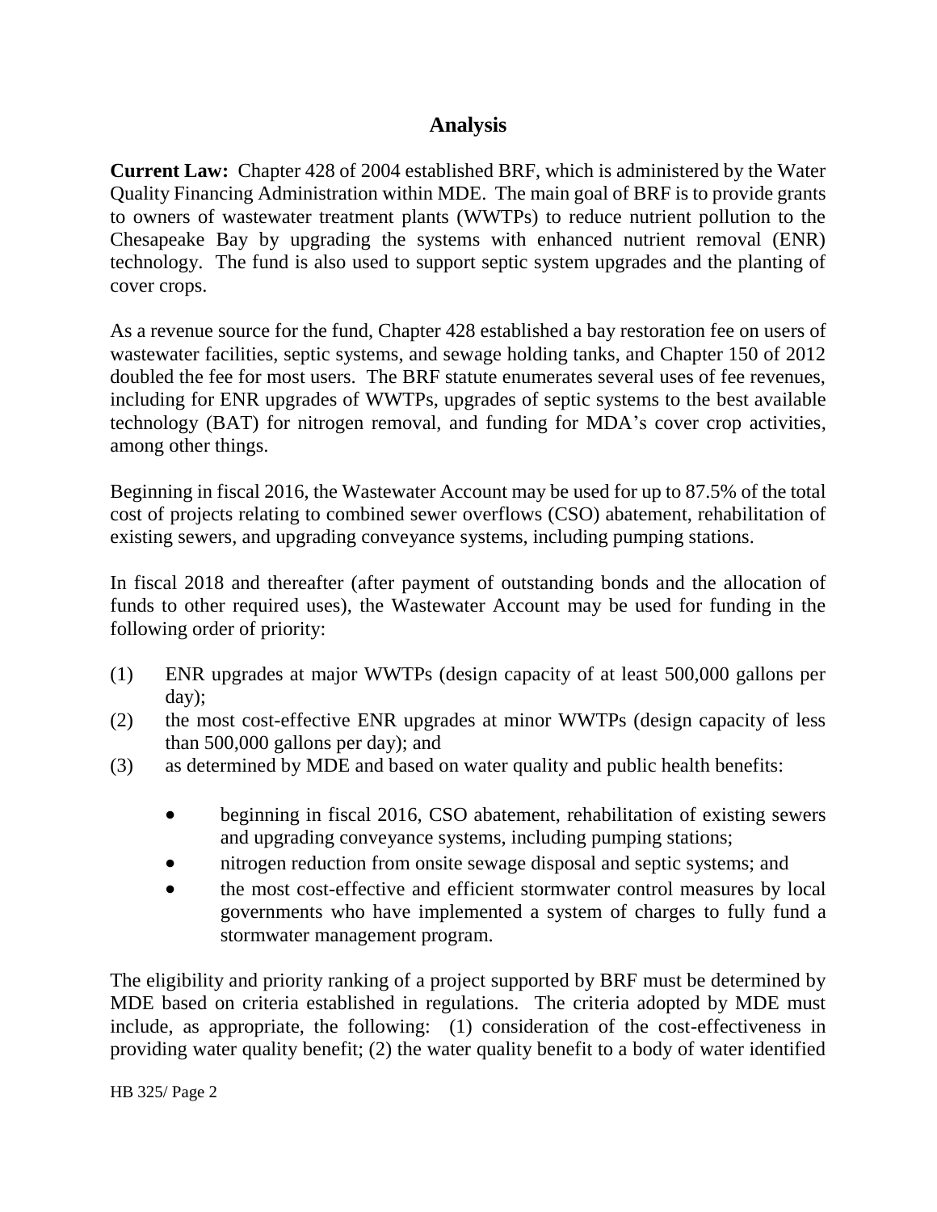# Analysis

**Current Law:** Chapter 428 of 2004 established BRF, which is administered by the Water Quality Financing Administration within MDE. The main goal of BRF is to provide grants to owners of wastewater treatment plants (WWTPs) to reduce nutrient pollution to the Chesapeake Bay by upgrading the systems with enhanced nutrient removal (ENR) technology. The fund is also used to support septic system upgrades and the planting of cover crops.

As a revenue source for the fund, Chapter 428 established a bay restoration fee on users of wastewater facilities, septic systems, and sewage holding tanks, and Chapter 150 of 2012 doubled the fee for most users. The BRF statute enumerates several uses of fee revenues, including for ENR upgrades of WWTPs, upgrades of septic systems to the best available technology (BAT) for nitrogen removal, and funding for MDA's cover crop activities, among other things.

Beginning in fiscal 2016, the Wastewater Account may be used for up to 87.5% of the total cost of projects relating to combined sewer overflows (CSO) abatement, rehabilitation of existing sewers, and upgrading conveyance systems, including pumping stations.

In fiscal 2018 and thereafter (after payment of outstanding bonds and the allocation of funds to other required uses), the Wastewater Account may be used for funding in the following order of priority:

(1) ENR upgrades at major WWTPs (design capacity of at least 500,000 gallons per day);

(2) the most cost-effective ENR upgrades at minor WWTPs (design capacity of less than 500,000 gallons per day); and

(3) as determined by MDE and based on water quality and public health benefits:

- beginning in fiscal 2016, CSO abatement, rehabilitation of existing sewers and upgrading conveyance systems, including pumping stations;
- nitrogen reduction from onsite sewage disposal and septic systems; and
- the most cost-effective and efficient stormwater control measures by local governments who have implemented a system of charges to fully fund a stormwater management program.

The eligibility and priority ranking of a project supported by BRF must be determined by MDE based on criteria established in regulations. The criteria adopted by MDE must include, as appropriate, the following: (1) consideration of the cost-effectiveness in providing water quality benefit; (2) the water quality benefit to a body of water identified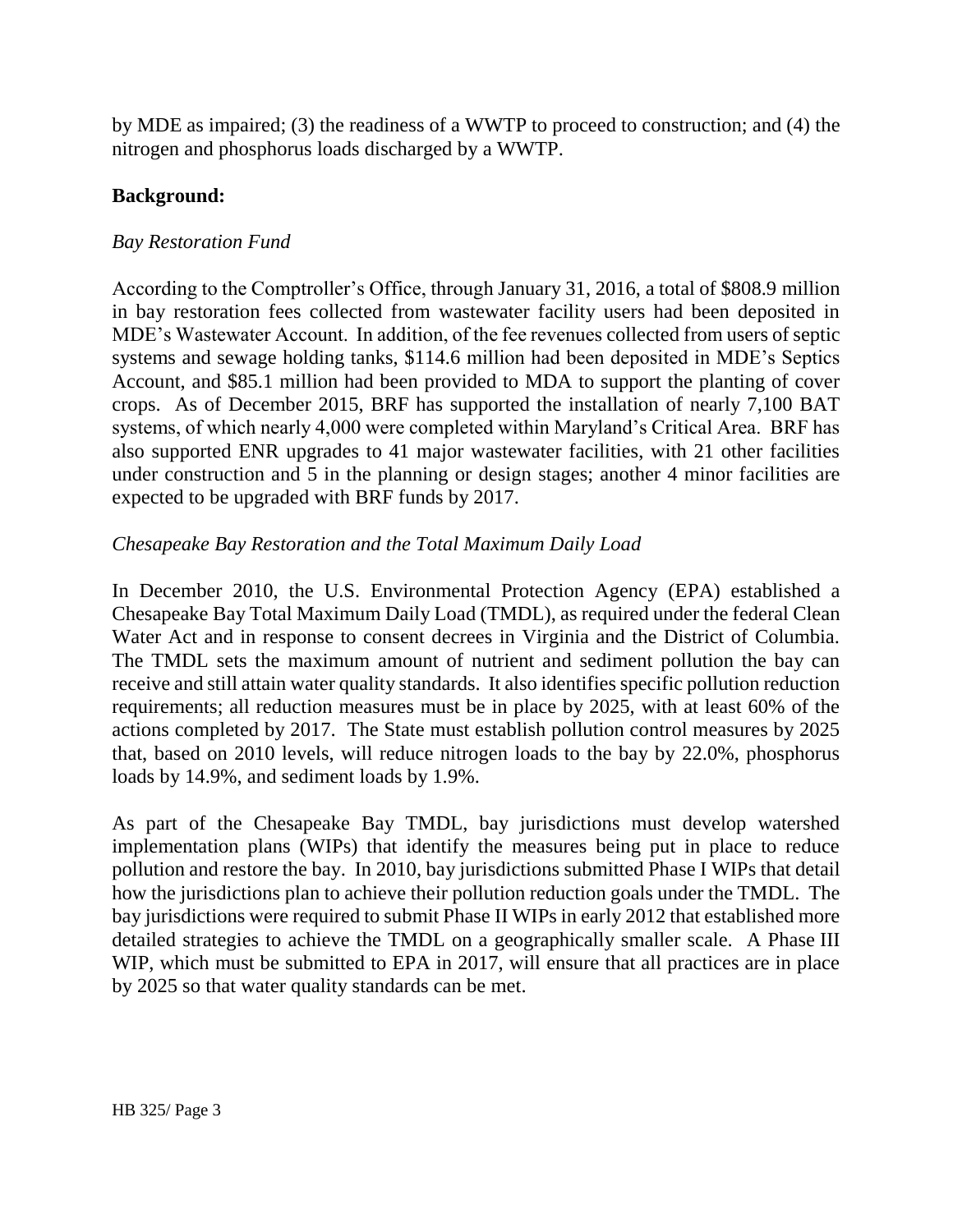by MDE as impaired; (3) the readiness of a WWTP to proceed to construction; and (4) the nitrogen and phosphorus loads discharged by a WWTP.

**Background:**

*Bay Restoration Fund*

According to the Comptroller's Office, through January 31, 2016, a total of $808.9 million in bay restoration fees collected from wastewater facility users had been deposited in MDE's Wastewater Account. In addition, of the fee revenues collected from users of septic systems and sewage holding tanks, $114.6 million had been deposited in MDE's Septics Account, and $85.1 million had been provided to MDA to support the planting of cover crops. As of December 2015, BRF has supported the installation of nearly 7,100 BAT systems, of which nearly 4,000 were completed within Maryland's Critical Area. BRF has also supported ENR upgrades to 41 major wastewater facilities, with 21 other facilities under construction and 5 in the planning or design stages; another 4 minor facilities are expected to be upgraded with BRF funds by 2017.

*Chesapeake Bay Restoration and the Total Maximum Daily Load*

In December 2010, the U.S. Environmental Protection Agency (EPA) established a Chesapeake Bay Total Maximum Daily Load (TMDL), as required under the federal Clean Water Act and in response to consent decrees in Virginia and the District of Columbia. The TMDL sets the maximum amount of nutrient and sediment pollution the bay can receive and still attain water quality standards. It also identifies specific pollution reduction requirements; all reduction measures must be in place by 2025, with at least 60% of the actions completed by 2017. The State must establish pollution control measures by 2025 that, based on 2010 levels, will reduce nitrogen loads to the bay by 22.0%, phosphorus loads by 14.9%, and sediment loads by 1.9%.

As part of the Chesapeake Bay TMDL, bay jurisdictions must develop watershed implementation plans (WIPs) that identify the measures being put in place to reduce pollution and restore the bay. In 2010, bay jurisdictions submitted Phase I WIPs that detail how the jurisdictions plan to achieve their pollution reduction goals under the TMDL. The bay jurisdictions were required to submit Phase II WIPs in early 2012 that established more detailed strategies to achieve the TMDL on a geographically smaller scale. A Phase III WIP, which must be submitted to EPA in 2017, will ensure that all practices are in place by 2025 so that water quality standards can be met.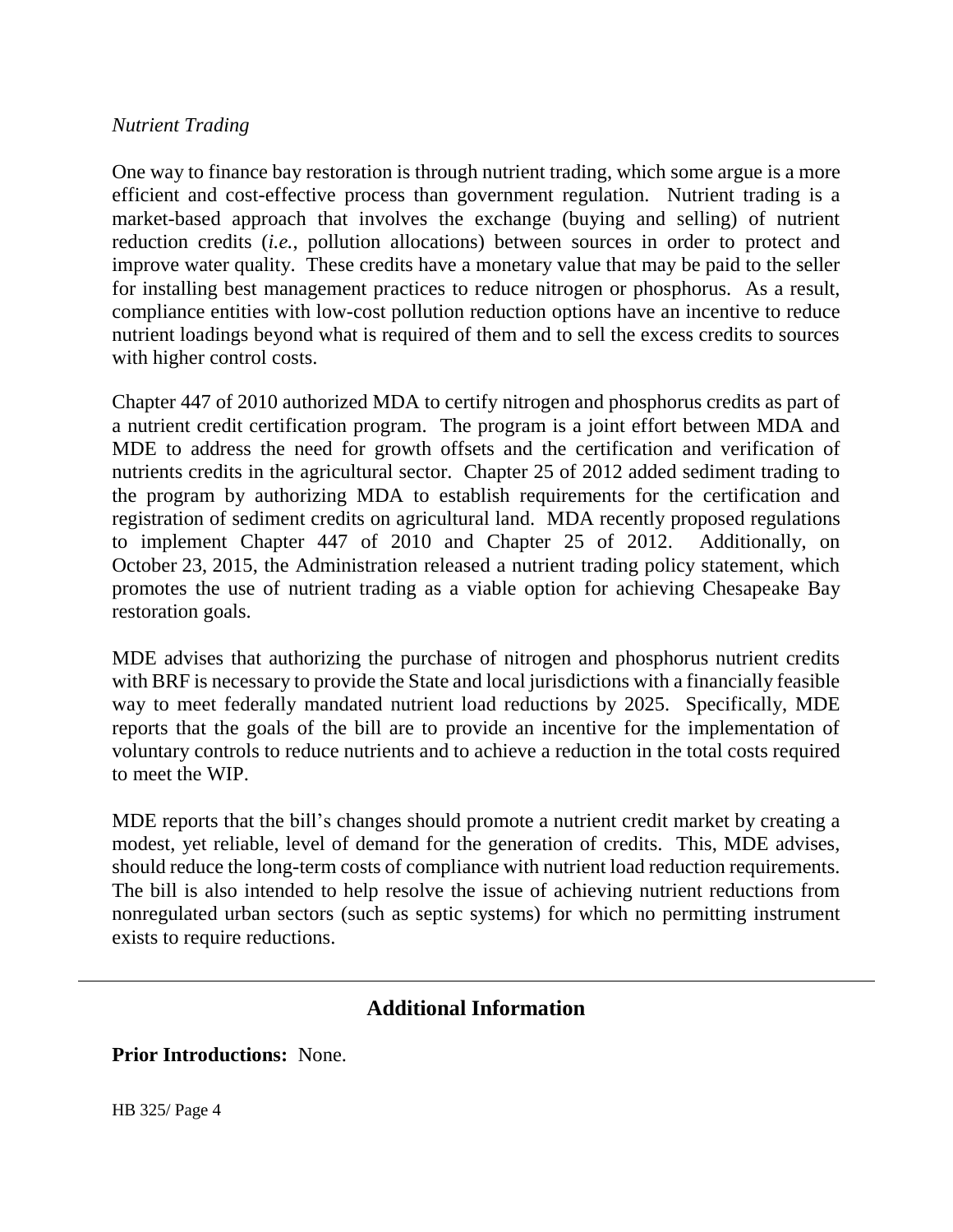*Nutrient Trading*

One way to finance bay restoration is through nutrient trading, which some argue is a more efficient and cost-effective process than government regulation. Nutrient trading is a market-based approach that involves the exchange (buying and selling) of nutrient reduction credits (*i.e.*, pollution allocations) between sources in order to protect and improve water quality. These credits have a monetary value that may be paid to the seller for installing best management practices to reduce nitrogen or phosphorus. As a result, compliance entities with low-cost pollution reduction options have an incentive to reduce nutrient loadings beyond what is required of them and to sell the excess credits to sources with higher control costs.

Chapter 447 of 2010 authorized MDA to certify nitrogen and phosphorus credits as part of a nutrient credit certification program. The program is a joint effort between MDA and MDE to address the need for growth offsets and the certification and verification of nutrients credits in the agricultural sector. Chapter 25 of 2012 added sediment trading to the program by authorizing MDA to establish requirements for the certification and registration of sediment credits on agricultural land. MDA recently proposed regulations to implement Chapter 447 of 2010 and Chapter 25 of 2012. Additionally, on October 23, 2015, the Administration released a nutrient trading policy statement, which promotes the use of nutrient trading as a viable option for achieving Chesapeake Bay restoration goals.

MDE advises that authorizing the purchase of nitrogen and phosphorus nutrient credits with BRF is necessary to provide the State and local jurisdictions with a financially feasible way to meet federally mandated nutrient load reductions by 2025. Specifically, MDE reports that the goals of the bill are to provide an incentive for the implementation of voluntary controls to reduce nutrients and to achieve a reduction in the total costs required to meet the WIP.

MDE reports that the bill's changes should promote a nutrient credit market by creating a modest, yet reliable, level of demand for the generation of credits. This, MDE advises, should reduce the long-term costs of compliance with nutrient load reduction requirements. The bill is also intended to help resolve the issue of achieving nutrient reductions from nonregulated urban sectors (such as septic systems) for which no permitting instrument exists to require reductions.

---

## Additional Information

**Prior Introductions:** None.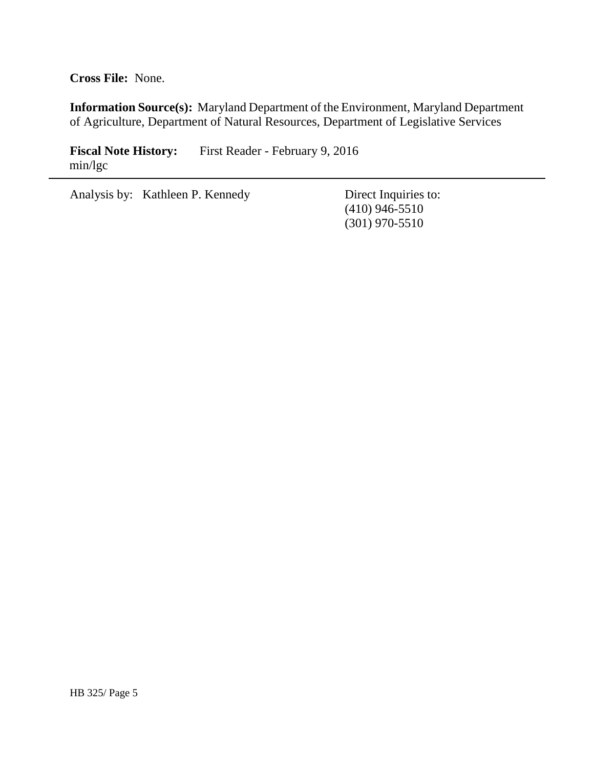**Cross File:** None.

**Information Source(s):** Maryland Department of the Environment, Maryland Department of Agriculture, Department of Natural Resources, Department of Legislative Services

**Fiscal Note History:** First Reader - February 9, 2016
min/lgc

---

Analysis by: Kathleen P. Kennedy

Direct Inquiries to:
(410) 946-5510
(301) 970-5510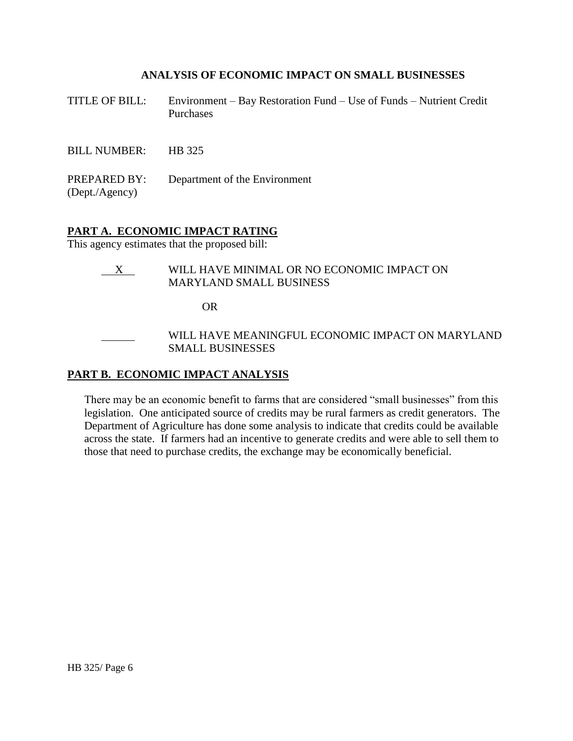**ANALYSIS OF ECONOMIC IMPACT ON SMALL BUSINESSES**

TITLE OF BILL: Environment – Bay Restoration Fund – Use of Funds – Nutrient Credit Purchases

BILL NUMBER: HB 325

PREPARED BY: (Dept./Agency) Department of the Environment

## PART A. ECONOMIC IMPACT RATING

This agency estimates that the proposed bill:

__X__ WILL HAVE MINIMAL OR NO ECONOMIC IMPACT ON MARYLAND SMALL BUSINESS

OR

______ WILL HAVE MEANINGFUL ECONOMIC IMPACT ON MARYLAND SMALL BUSINESSES

## PART B. ECONOMIC IMPACT ANALYSIS

There may be an economic benefit to farms that are considered "small businesses" from this legislation. One anticipated source of credits may be rural farmers as credit generators. The Department of Agriculture has done some analysis to indicate that credits could be available across the state. If farmers had an incentive to generate credits and were able to sell them to those that need to purchase credits, the exchange may be economically beneficial.